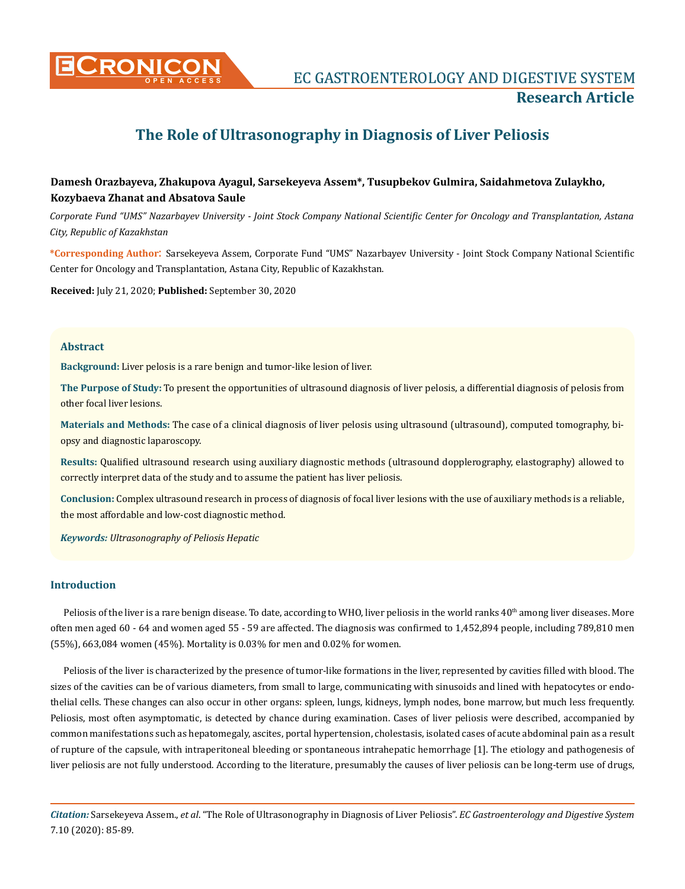# The Role of Ultrasonography in Diagnosis of Liver Peliosis

**Damesh Orazbayeva, Zhakupova Ayagul, Sarsekeyeva Assem*, Tusupbekov Gulmira, Saidahmetova Zulaykho, Kozybaeva Zhanat and Absatova Saule**

*Corporate Fund "UMS" Nazarbayev University - Joint Stock Company National Scientific Center for Oncology and Transplantation, Astana City, Republic of Kazakhstan*

**\*Corresponding Author:** Sarsekeyeva Assem, Corporate Fund "UMS" Nazarbayev University - Joint Stock Company National Scientific Center for Oncology and Transplantation, Astana City, Republic of Kazakhstan.

**Received:** July 21, 2020; **Published:** September 30, 2020

## Abstract

**Background:** Liver pelosis is a rare benign and tumor-like lesion of liver.

**The Purpose of Study:** To present the opportunities of ultrasound diagnosis of liver pelosis, a differential diagnosis of pelosis from other focal liver lesions.

**Materials and Methods:** The case of a clinical diagnosis of liver pelosis using ultrasound (ultrasound), computed tomography, biopsy and diagnostic laparoscopy.

**Results:** Qualified ultrasound research using auxiliary diagnostic methods (ultrasound dopplerography, elastography) allowed to correctly interpret data of the study and to assume the patient has liver peliosis.

**Conclusion:** Complex ultrasound research in process of diagnosis of focal liver lesions with the use of auxiliary methods is a reliable, the most affordable and low-cost diagnostic method.

***Keywords:*** *Ultrasonography of Peliosis Hepatic*

## Introduction

Peliosis of the liver is a rare benign disease. To date, according to WHO, liver peliosis in the world ranks 40th among liver diseases. More often men aged 60 - 64 and women aged 55 - 59 are affected. The diagnosis was confirmed to 1,452,894 people, including 789,810 men (55%), 663,084 women (45%). Mortality is 0.03% for men and 0.02% for women.

Peliosis of the liver is characterized by the presence of tumor-like formations in the liver, represented by cavities filled with blood. The sizes of the cavities can be of various diameters, from small to large, communicating with sinusoids and lined with hepatocytes or endothelial cells. These changes can also occur in other organs: spleen, lungs, kidneys, lymph nodes, bone marrow, but much less frequently. Peliosis, most often asymptomatic, is detected by chance during examination. Cases of liver peliosis were described, accompanied by common manifestations such as hepatomegaly, ascites, portal hypertension, cholestasis, isolated cases of acute abdominal pain as a result of rupture of the capsule, with intraperitoneal bleeding or spontaneous intrahepatic hemorrhage [1]. The etiology and pathogenesis of liver peliosis are not fully understood. According to the literature, presumably the causes of liver peliosis can be long-term use of drugs,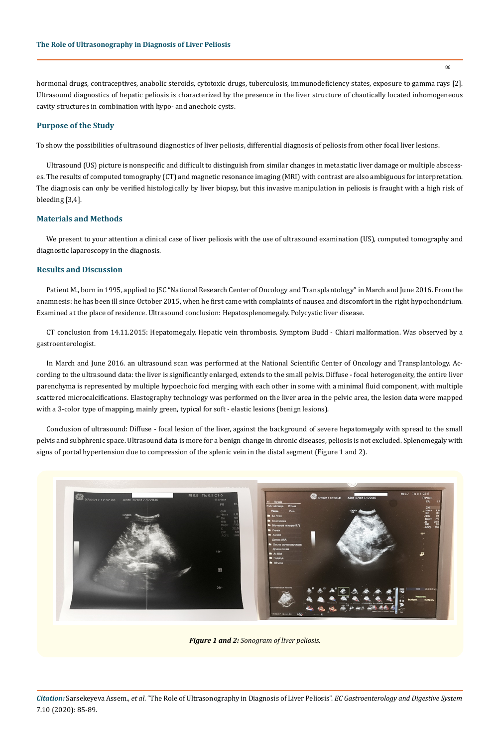hormonal drugs, contraceptives, anabolic steroids, cytotoxic drugs, tuberculosis, immunodeficiency states, exposure to gamma rays [2]. Ultrasound diagnostics of hepatic peliosis is characterized by the presence in the liver structure of chaotically located inhomogeneous cavity structures in combination with hypo- and anechoic cysts.

## Purpose of the Study

To show the possibilities of ultrasound diagnostics of liver peliosis, differential diagnosis of peliosis from other focal liver lesions.

Ultrasound (US) picture is nonspecific and difficult to distinguish from similar changes in metastatic liver damage or multiple abscesses. The results of computed tomography (CT) and magnetic resonance imaging (MRI) with contrast are also ambiguous for interpretation. The diagnosis can only be verified histologically by liver biopsy, but this invasive manipulation in peliosis is fraught with a high risk of bleeding [3,4].

## Materials and Methods

We present to your attention a clinical case of liver peliosis with the use of ultrasound examination (US), computed tomography and diagnostic laparoscopy in the diagnosis.

## Results and Discussion

Patient M., born in 1995, applied to JSC "National Research Center of Oncology and Transplantology" in March and June 2016. From the anamnesis: he has been ill since October 2015, when he first came with complaints of nausea and discomfort in the right hypochondrium. Examined at the place of residence. Ultrasound conclusion: Hepatosplenomegaly. Polycystic liver disease.

CT conclusion from 14.11.2015: Hepatomegaly. Hepatic vein thrombosis. Symptom Budd - Chiari malformation. Was observed by a gastroenterologist.

In March and June 2016. an ultrasound scan was performed at the National Scientific Center of Oncology and Transplantology. According to the ultrasound data: the liver is significantly enlarged, extends to the small pelvis. Diffuse - focal heterogeneity, the entire liver parenchyma is represented by multiple hypoechoic foci merging with each other in some with a minimal fluid component, with multiple scattered microcalcifications. Elastography technology was performed on the liver area in the pelvic area, the lesion data were mapped with a 3-color type of mapping, mainly green, typical for soft - elastic lesions (benign lesions).

Conclusion of ultrasound: Diffuse - focal lesion of the liver, against the background of severe hepatomegaly with spread to the small pelvis and subphrenic space. Ultrasound data is more for a benign change in chronic diseases, peliosis is not excluded. Splenomegaly with signs of portal hypertension due to compression of the splenic vein in the distal segment (Figure 1 and 2).

***Figure 1 and 2:*** *Sonogram of liver peliosis.*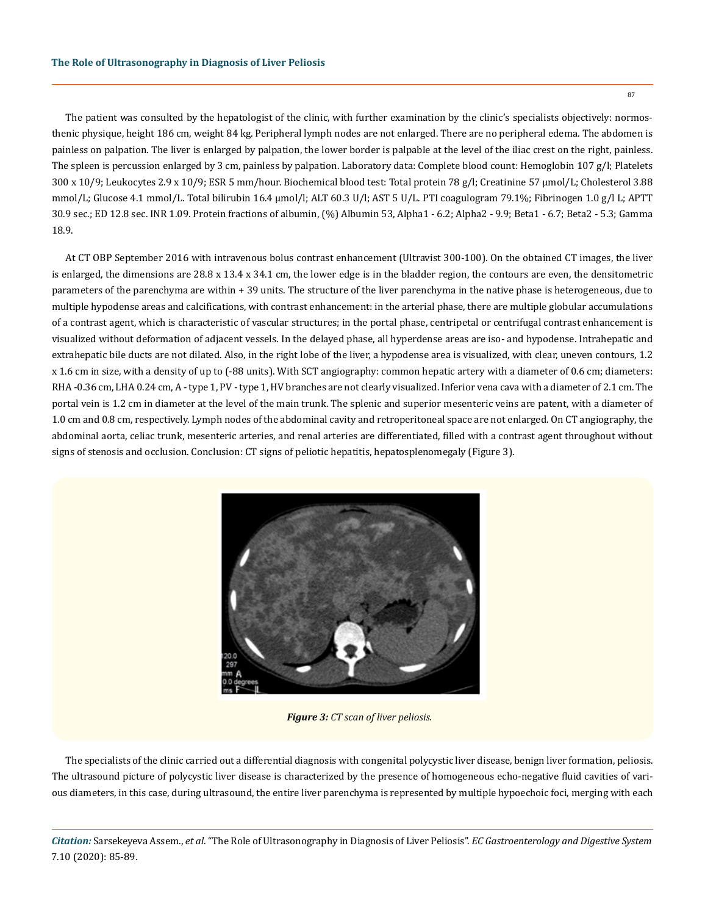The patient was consulted by the hepatologist of the clinic, with further examination by the clinic's specialists objectively: normosthenic physique, height 186 cm, weight 84 kg. Peripheral lymph nodes are not enlarged. There are no peripheral edema. The abdomen is painless on palpation. The liver is enlarged by palpation, the lower border is palpable at the level of the iliac crest on the right, painless. The spleen is percussion enlarged by 3 cm, painless by palpation. Laboratory data: Complete blood count: Hemoglobin 107 g/l; Platelets 300 x 10/9; Leukocytes 2.9 x 10/9; ESR 5 mm/hour. Biochemical blood test: Total protein 78 g/l; Creatinine 57 µmol/L; Cholesterol 3.88 mmol/L; Glucose 4.1 mmol/L. Total bilirubin 16.4 µmol/l; ALT 60.3 U/l; AST 5 U/L. PTI coagulogram 79.1%; Fibrinogen 1.0 g/l L; APTT 30.9 sec.; ED 12.8 sec. INR 1.09. Protein fractions of albumin, (%) Albumin 53, Alpha1 - 6.2; Alpha2 - 9.9; Beta1 - 6.7; Beta2 - 5.3; Gamma 18.9.

At CT OBP September 2016 with intravenous bolus contrast enhancement (Ultravist 300-100). On the obtained CT images, the liver is enlarged, the dimensions are 28.8 x 13.4 x 34.1 cm, the lower edge is in the bladder region, the contours are even, the densitometric parameters of the parenchyma are within + 39 units. The structure of the liver parenchyma in the native phase is heterogeneous, due to multiple hypodense areas and calcifications, with contrast enhancement: in the arterial phase, there are multiple globular accumulations of a contrast agent, which is characteristic of vascular structures; in the portal phase, centripetal or centrifugal contrast enhancement is visualized without deformation of adjacent vessels. In the delayed phase, all hyperdense areas are iso- and hypodense. Intrahepatic and extrahepatic bile ducts are not dilated. Also, in the right lobe of the liver, a hypodense area is visualized, with clear, uneven contours, 1.2 x 1.6 cm in size, with a density of up to (-88 units). With SCT angiography: common hepatic artery with a diameter of 0.6 cm; diameters: RHA -0.36 cm, LHA 0.24 cm, A - type 1, PV - type 1, HV branches are not clearly visualized. Inferior vena cava with a diameter of 2.1 cm. The portal vein is 1.2 cm in diameter at the level of the main trunk. The splenic and superior mesenteric veins are patent, with a diameter of 1.0 cm and 0.8 cm, respectively. Lymph nodes of the abdominal cavity and retroperitoneal space are not enlarged. On CT angiography, the abdominal aorta, celiac trunk, mesenteric arteries, and renal arteries are differentiated, filled with a contrast agent throughout without signs of stenosis and occlusion. Conclusion: CT signs of peliotic hepatitis, hepatosplenomegaly (Figure 3).

***Figure 3:*** *CT scan of liver peliosis.*

The specialists of the clinic carried out a differential diagnosis with congenital polycystic liver disease, benign liver formation, peliosis. The ultrasound picture of polycystic liver disease is characterized by the presence of homogeneous echo-negative fluid cavities of various diameters, in this case, during ultrasound, the entire liver parenchyma is represented by multiple hypoechoic foci, merging with each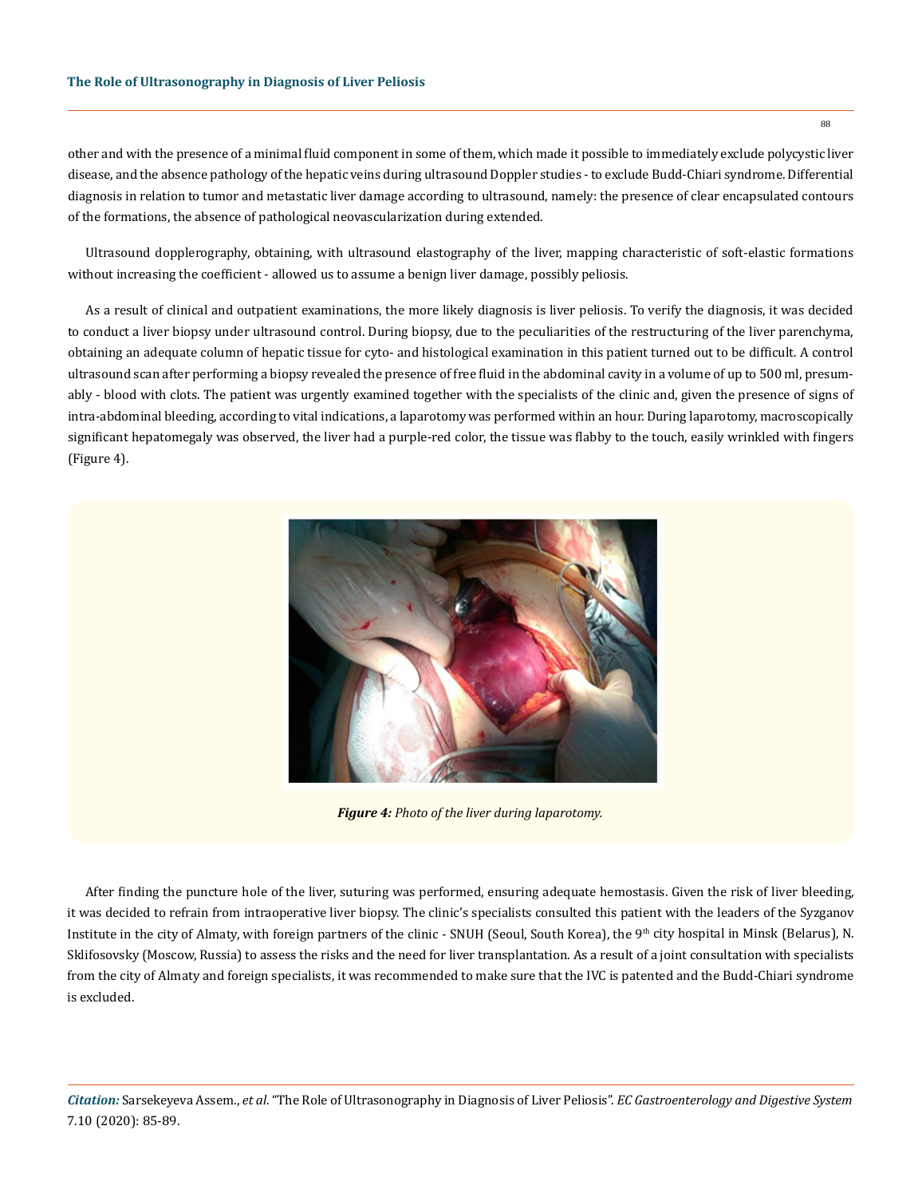other and with the presence of a minimal fluid component in some of them, which made it possible to immediately exclude polycystic liver disease, and the absence pathology of the hepatic veins during ultrasound Doppler studies - to exclude Budd-Chiari syndrome. Differential diagnosis in relation to tumor and metastatic liver damage according to ultrasound, namely: the presence of clear encapsulated contours of the formations, the absence of pathological neovascularization during extended.

Ultrasound dopplerography, obtaining, with ultrasound elastography of the liver, mapping characteristic of soft-elastic formations without increasing the coefficient - allowed us to assume a benign liver damage, possibly peliosis.

As a result of clinical and outpatient examinations, the more likely diagnosis is liver peliosis. To verify the diagnosis, it was decided to conduct a liver biopsy under ultrasound control. During biopsy, due to the peculiarities of the restructuring of the liver parenchyma, obtaining an adequate column of hepatic tissue for cyto- and histological examination in this patient turned out to be difficult. A control ultrasound scan after performing a biopsy revealed the presence of free fluid in the abdominal cavity in a volume of up to 500 ml, presumably - blood with clots. The patient was urgently examined together with the specialists of the clinic and, given the presence of signs of intra-abdominal bleeding, according to vital indications, a laparotomy was performed within an hour. During laparotomy, macroscopically significant hepatomegaly was observed, the liver had a purple-red color, the tissue was flabby to the touch, easily wrinkled with fingers (Figure 4).

***Figure 4:*** *Photo of the liver during laparotomy.*

After finding the puncture hole of the liver, suturing was performed, ensuring adequate hemostasis. Given the risk of liver bleeding, it was decided to refrain from intraoperative liver biopsy. The clinic's specialists consulted this patient with the leaders of the Syzganov Institute in the city of Almaty, with foreign partners of the clinic - SNUH (Seoul, South Korea), the 9th city hospital in Minsk (Belarus), N. Sklifosovsky (Moscow, Russia) to assess the risks and the need for liver transplantation. As a result of a joint consultation with specialists from the city of Almaty and foreign specialists, it was recommended to make sure that the IVC is patented and the Budd-Chiari syndrome is excluded.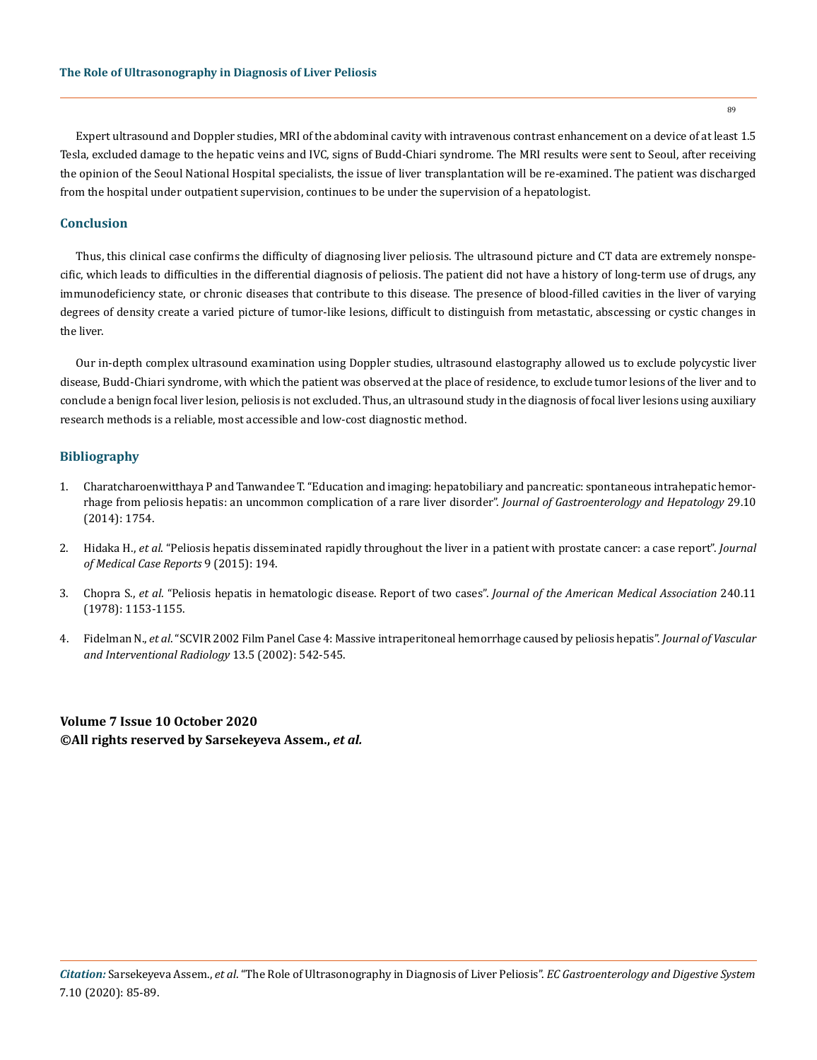Expert ultrasound and Doppler studies, MRI of the abdominal cavity with intravenous contrast enhancement on a device of at least 1.5 Tesla, excluded damage to the hepatic veins and IVC, signs of Budd-Chiari syndrome. The MRI results were sent to Seoul, after receiving the opinion of the Seoul National Hospital specialists, the issue of liver transplantation will be re-examined. The patient was discharged from the hospital under outpatient supervision, continues to be under the supervision of a hepatologist.

## Conclusion

Thus, this clinical case confirms the difficulty of diagnosing liver peliosis. The ultrasound picture and CT data are extremely nonspecific, which leads to difficulties in the differential diagnosis of peliosis. The patient did not have a history of long-term use of drugs, any immunodeficiency state, or chronic diseases that contribute to this disease. The presence of blood-filled cavities in the liver of varying degrees of density create a varied picture of tumor-like lesions, difficult to distinguish from metastatic, abscessing or cystic changes in the liver.

Our in-depth complex ultrasound examination using Doppler studies, ultrasound elastography allowed us to exclude polycystic liver disease, Budd-Chiari syndrome, with which the patient was observed at the place of residence, to exclude tumor lesions of the liver and to conclude a benign focal liver lesion, peliosis is not excluded. Thus, an ultrasound study in the diagnosis of focal liver lesions using auxiliary research methods is a reliable, most accessible and low-cost diagnostic method.

## Bibliography

1. Charatcharoenwitthaya P and Tanwandee T. "Education and imaging: hepatobiliary and pancreatic: spontaneous intrahepatic hemorrhage from peliosis hepatis: an uncommon complication of a rare liver disorder". *Journal of Gastroenterology and Hepatology* 29.10 (2014): 1754.
2. Hidaka H., *et al*. "Peliosis hepatis disseminated rapidly throughout the liver in a patient with prostate cancer: a case report". *Journal of Medical Case Reports* 9 (2015): 194.
3. Chopra S., *et al*. "Peliosis hepatis in hematologic disease. Report of two cases". *Journal of the American Medical Association* 240.11 (1978): 1153-1155.
4. Fidelman N., *et al*. "SCVIR 2002 Film Panel Case 4: Massive intraperitoneal hemorrhage caused by peliosis hepatis". *Journal of Vascular and Interventional Radiology* 13.5 (2002): 542-545.

**Volume 7 Issue 10 October 2020**
**©All rights reserved by Sarsekeyeva Assem., *et al.***